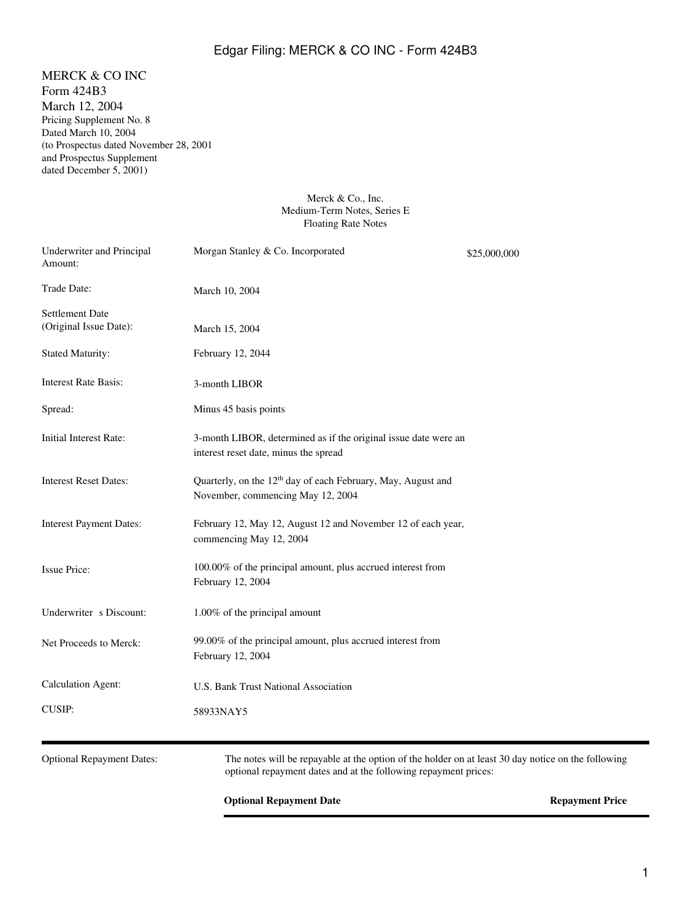MERCK & CO INC
Form 424B3
March 12, 2004
Pricing Supplement No. 8
Dated March 10, 2004
(to Prospectus dated November 28, 2001
and Prospectus Supplement
dated December 5, 2001)

Merck & Co., Inc.
Medium-Term Notes, Series E
Floating Rate Notes

| | | |
|---|---|---|
| Underwriter and Principal Amount: | Morgan Stanley & Co. Incorporated | $25,000,000 |
| Trade Date: | March 10, 2004 | |
| Settlement Date (Original Issue Date): | March 15, 2004 | |
| Stated Maturity: | February 12, 2044 | |
| Interest Rate Basis: | 3-month LIBOR | |
| Spread: | Minus 45 basis points | |
| Initial Interest Rate: | 3-month LIBOR, determined as if the original issue date were an interest reset date, minus the spread | |
| Interest Reset Dates: | Quarterly, on the 12th day of each February, May, August and November, commencing May 12, 2004 | |
| Interest Payment Dates: | February 12, May 12, August 12 and November 12 of each year, commencing May 12, 2004 | |
| Issue Price: | 100.00% of the principal amount, plus accrued interest from February 12, 2004 | |
| Underwriter s Discount: | 1.00% of the principal amount | |
| Net Proceeds to Merck: | 99.00% of the principal amount, plus accrued interest from February 12, 2004 | |
| Calculation Agent: | U.S. Bank Trust National Association | |
| CUSIP: | 58933NAY5 | |

Optional Repayment Dates: The notes will be repayable at the option of the holder on at least 30 day notice on the following optional repayment dates and at the following repayment prices:

| **Optional Repayment Date** | **Repayment Price** |
|---|---|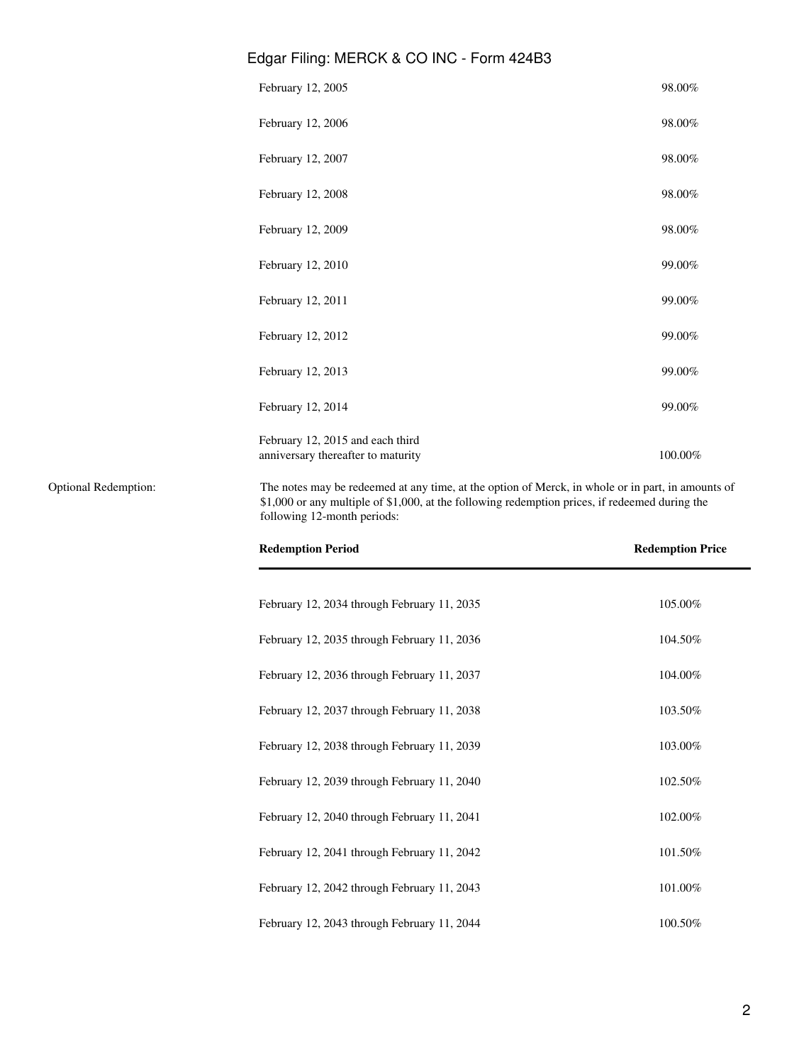| | |
|---|---|
| February 12, 2005 | 98.00% |
| February 12, 2006 | 98.00% |
| February 12, 2007 | 98.00% |
| February 12, 2008 | 98.00% |
| February 12, 2009 | 98.00% |
| February 12, 2010 | 99.00% |
| February 12, 2011 | 99.00% |
| February 12, 2012 | 99.00% |
| February 12, 2013 | 99.00% |
| February 12, 2014 | 99.00% |
| February 12, 2015 and each third anniversary thereafter to maturity | 100.00% |

Optional Redemption:

The notes may be redeemed at any time, at the option of Merck, in whole or in part, in amounts of $1,000 or any multiple of $1,000, at the following redemption prices, if redeemed during the following 12-month periods:

| **Redemption Period** | **Redemption Price** |
|---|---|
| February 12, 2034 through February 11, 2035 | 105.00% |
| February 12, 2035 through February 11, 2036 | 104.50% |
| February 12, 2036 through February 11, 2037 | 104.00% |
| February 12, 2037 through February 11, 2038 | 103.50% |
| February 12, 2038 through February 11, 2039 | 103.00% |
| February 12, 2039 through February 11, 2040 | 102.50% |
| February 12, 2040 through February 11, 2041 | 102.00% |
| February 12, 2041 through February 11, 2042 | 101.50% |
| February 12, 2042 through February 11, 2043 | 101.00% |
| February 12, 2043 through February 11, 2044 | 100.50% |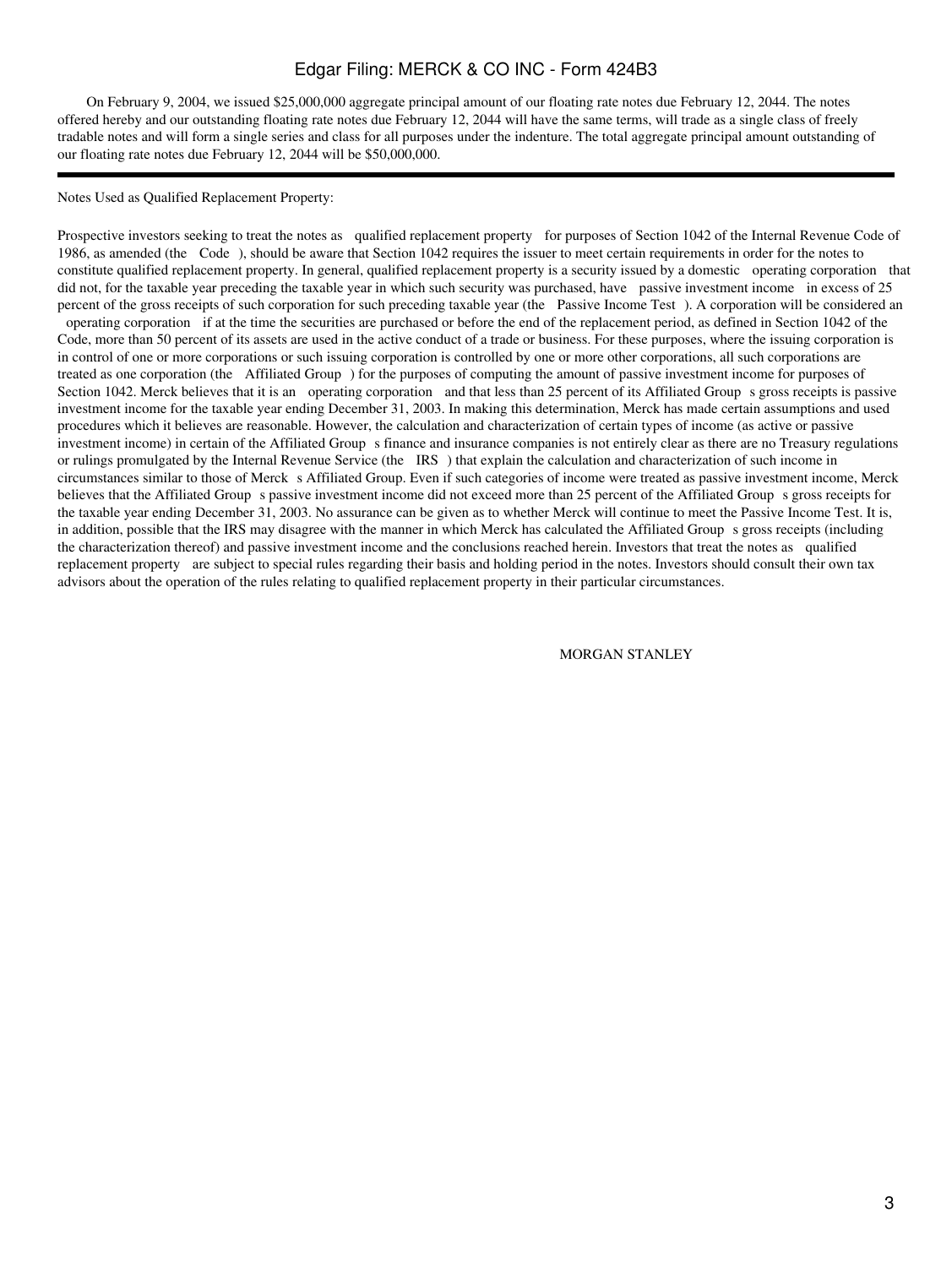On February 9, 2004, we issued $25,000,000 aggregate principal amount of our floating rate notes due February 12, 2044. The notes offered hereby and our outstanding floating rate notes due February 12, 2044 will have the same terms, will trade as a single class of freely tradable notes and will form a single series and class for all purposes under the indenture. The total aggregate principal amount outstanding of our floating rate notes due February 12, 2044 will be $50,000,000.

---

Notes Used as Qualified Replacement Property:

Prospective investors seeking to treat the notes as qualified replacement property for purposes of Section 1042 of the Internal Revenue Code of 1986, as amended (the Code), should be aware that Section 1042 requires the issuer to meet certain requirements in order for the notes to constitute qualified replacement property. In general, qualified replacement property is a security issued by a domestic operating corporation that did not, for the taxable year preceding the taxable year in which such security was purchased, have passive investment income in excess of 25 percent of the gross receipts of such corporation for such preceding taxable year (the Passive Income Test). A corporation will be considered an operating corporation if at the time the securities are purchased or before the end of the replacement period, as defined in Section 1042 of the Code, more than 50 percent of its assets are used in the active conduct of a trade or business. For these purposes, where the issuing corporation is in control of one or more corporations or such issuing corporation is controlled by one or more other corporations, all such corporations are treated as one corporation (the Affiliated Group) for the purposes of computing the amount of passive investment income for purposes of Section 1042. Merck believes that it is an operating corporation and that less than 25 percent of its Affiliated Group s gross receipts is passive investment income for the taxable year ending December 31, 2003. In making this determination, Merck has made certain assumptions and used procedures which it believes are reasonable. However, the calculation and characterization of certain types of income (as active or passive investment income) in certain of the Affiliated Group s finance and insurance companies is not entirely clear as there are no Treasury regulations or rulings promulgated by the Internal Revenue Service (the IRS) that explain the calculation and characterization of such income in circumstances similar to those of Merck s Affiliated Group. Even if such categories of income were treated as passive investment income, Merck believes that the Affiliated Group s passive investment income did not exceed more than 25 percent of the Affiliated Group s gross receipts for the taxable year ending December 31, 2003. No assurance can be given as to whether Merck will continue to meet the Passive Income Test. It is, in addition, possible that the IRS may disagree with the manner in which Merck has calculated the Affiliated Group s gross receipts (including the characterization thereof) and passive investment income and the conclusions reached herein. Investors that treat the notes as qualified replacement property are subject to special rules regarding their basis and holding period in the notes. Investors should consult their own tax advisors about the operation of the rules relating to qualified replacement property in their particular circumstances.

MORGAN STANLEY